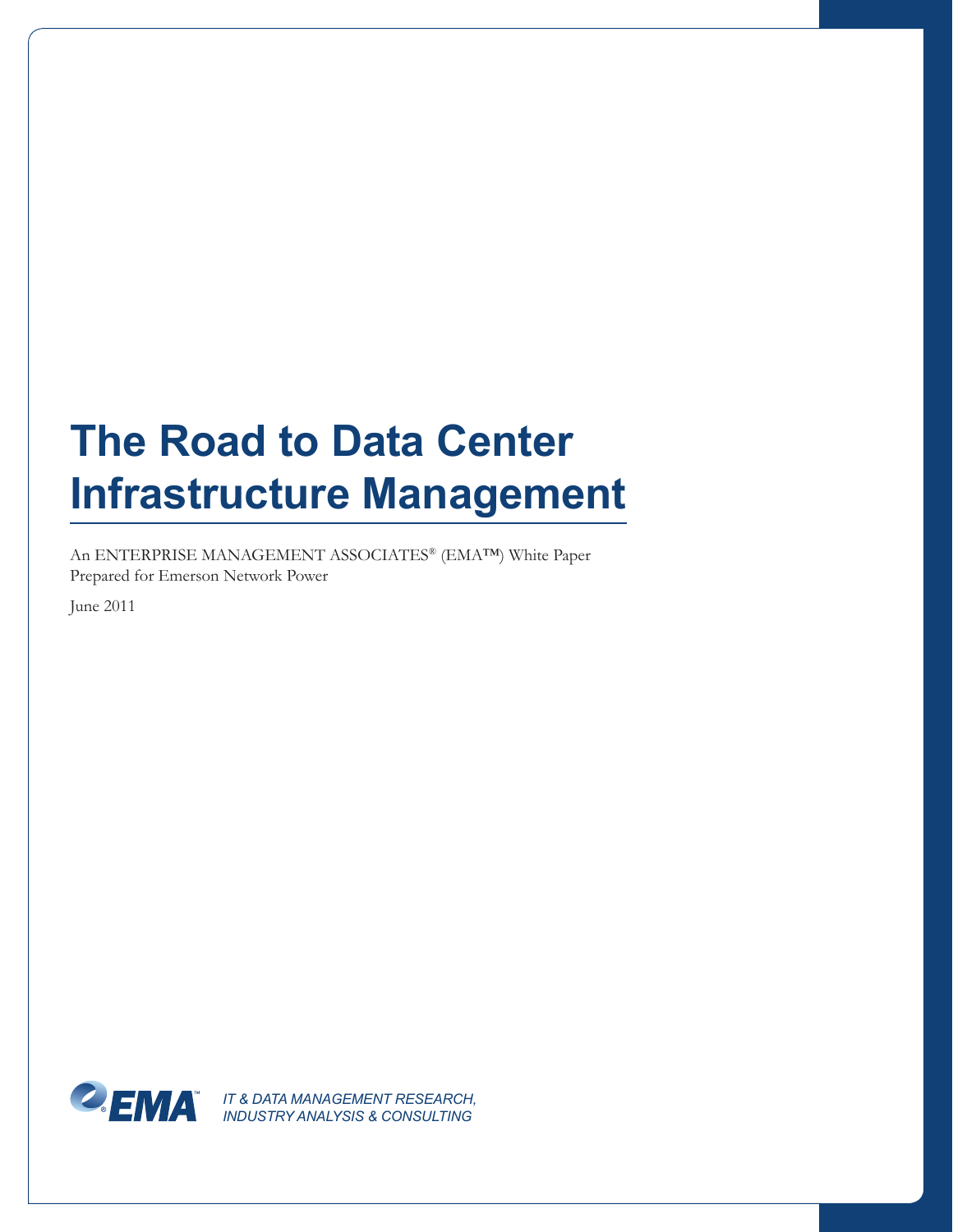# The Road to Data Center Infrastructure Management

An ENTERPRISE MANAGEMENT ASSOCIATES® (EMA™) White Paper
Prepared for Emerson Network Power

June 2011

EMA™

*IT & DATA MANAGEMENT RESEARCH, INDUSTRY ANALYSIS & CONSULTING*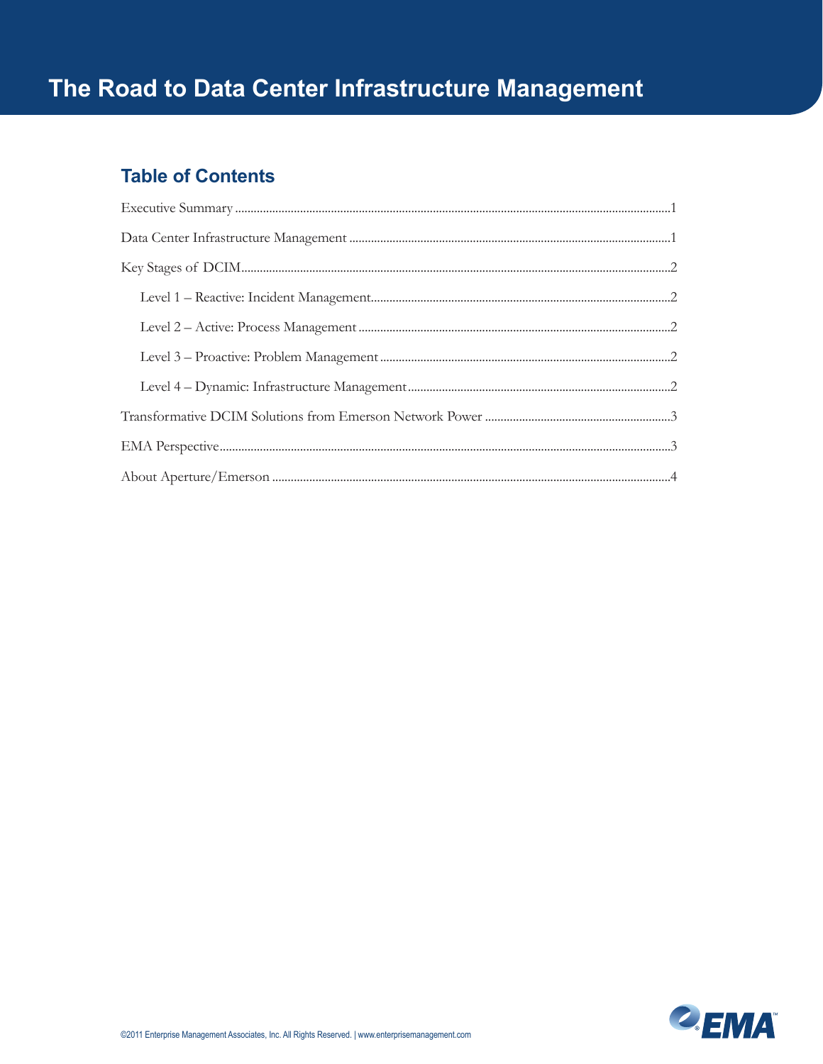# The Road to Data Center Infrastructure Management

## Table of Contents

Executive Summary ....................................................................................................................................1

Data Center Infrastructure Management ..................................................................................................1

Key Stages of DCIM...................................................................................................................................2

- Level 1 – Reactive: Incident Management.................................................................................2
- Level 2 – Active: Process Management .....................................................................................2
- Level 3 – Proactive: Problem Management ...............................................................................2
- Level 4 – Dynamic: Infrastructure Management ........................................................................2

Transformative DCIM Solutions from Emerson Network Power ..........................................................3

EMA Perspective.........................................................................................................................................3

About Aperture/Emerson .........................................................................................................................4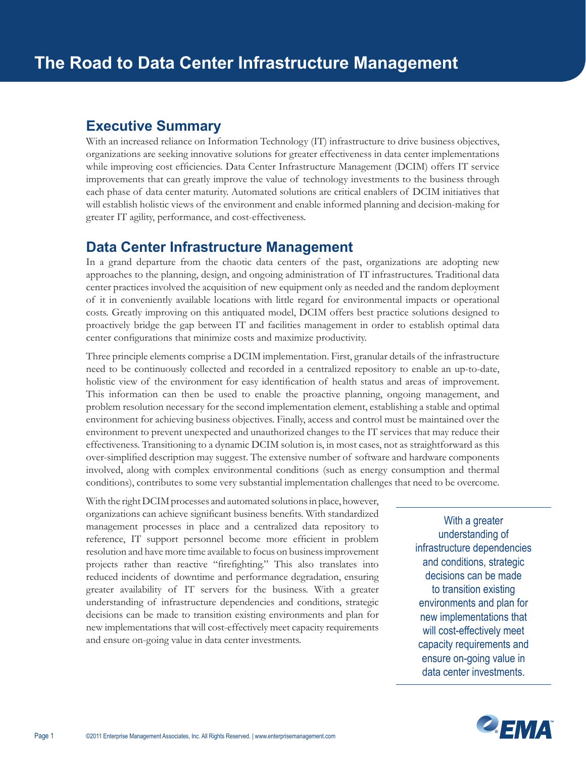# The Road to Data Center Infrastructure Management

## Executive Summary

With an increased reliance on Information Technology (IT) infrastructure to drive business objectives, organizations are seeking innovative solutions for greater effectiveness in data center implementations while improving cost efficiencies. Data Center Infrastructure Management (DCIM) offers IT service improvements that can greatly improve the value of technology investments to the business through each phase of data center maturity. Automated solutions are critical enablers of DCIM initiatives that will establish holistic views of the environment and enable informed planning and decision-making for greater IT agility, performance, and cost-effectiveness.

## Data Center Infrastructure Management

In a grand departure from the chaotic data centers of the past, organizations are adopting new approaches to the planning, design, and ongoing administration of IT infrastructures. Traditional data center practices involved the acquisition of new equipment only as needed and the random deployment of it in conveniently available locations with little regard for environmental impacts or operational costs. Greatly improving on this antiquated model, DCIM offers best practice solutions designed to proactively bridge the gap between IT and facilities management in order to establish optimal data center configurations that minimize costs and maximize productivity.

Three principle elements comprise a DCIM implementation. First, granular details of the infrastructure need to be continuously collected and recorded in a centralized repository to enable an up-to-date, holistic view of the environment for easy identification of health status and areas of improvement. This information can then be used to enable the proactive planning, ongoing management, and problem resolution necessary for the second implementation element, establishing a stable and optimal environment for achieving business objectives. Finally, access and control must be maintained over the environment to prevent unexpected and unauthorized changes to the IT services that may reduce their effectiveness. Transitioning to a dynamic DCIM solution is, in most cases, not as straightforward as this over-simplified description may suggest. The extensive number of software and hardware components involved, along with complex environmental conditions (such as energy consumption and thermal conditions), contributes to some very substantial implementation challenges that need to be overcome.

With the right DCIM processes and automated solutions in place, however, organizations can achieve significant business benefits. With standardized management processes in place and a centralized data repository to reference, IT support personnel become more efficient in problem resolution and have more time available to focus on business improvement projects rather than reactive "firefighting." This also translates into reduced incidents of downtime and performance degradation, ensuring greater availability of IT servers for the business. With a greater understanding of infrastructure dependencies and conditions, strategic decisions can be made to transition existing environments and plan for new implementations that will cost-effectively meet capacity requirements and ensure on-going value in data center investments.

> With a greater understanding of infrastructure dependencies and conditions, strategic decisions can be made to transition existing environments and plan for new implementations that will cost-effectively meet capacity requirements and ensure on-going value in data center investments.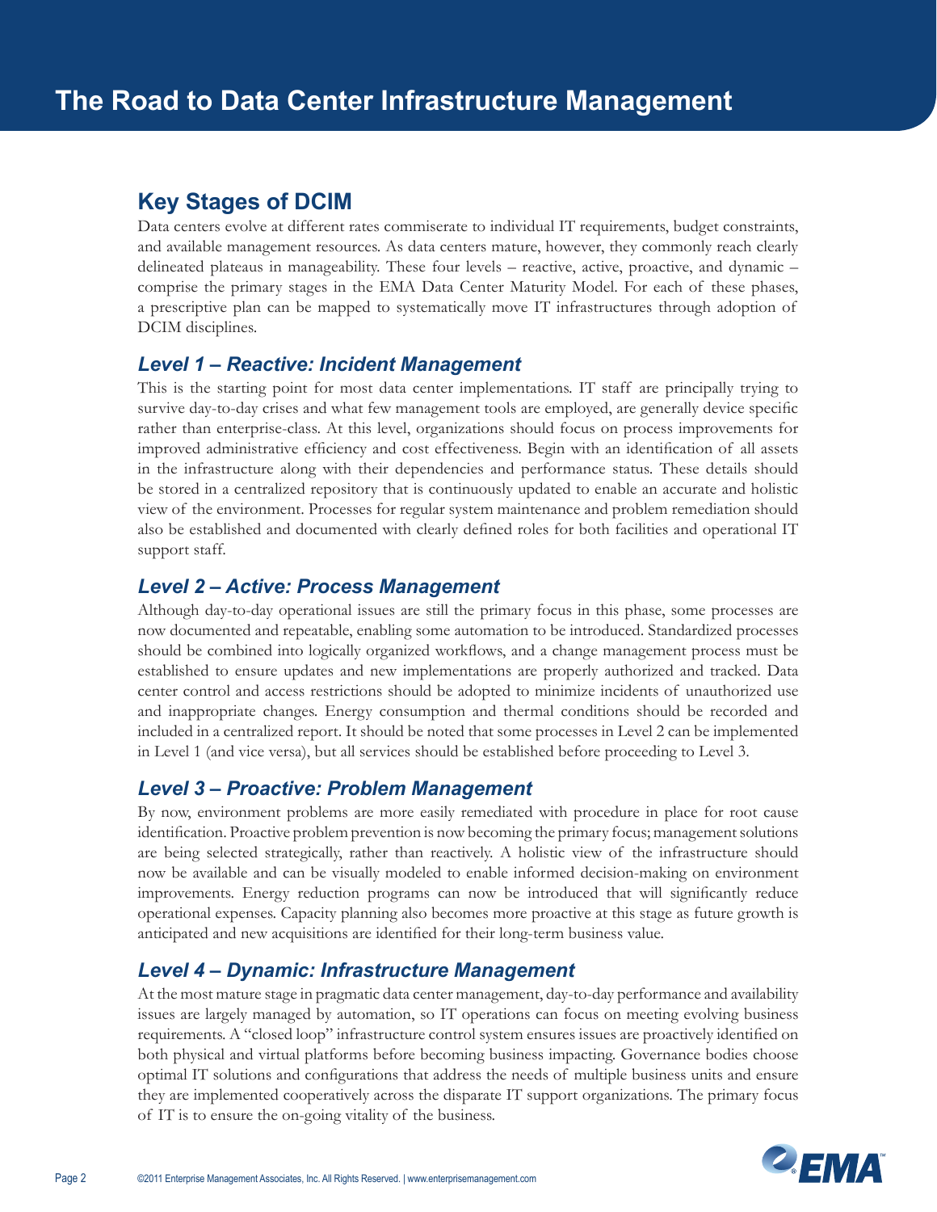# The Road to Data Center Infrastructure Management

## Key Stages of DCIM

Data centers evolve at different rates commiserate to individual IT requirements, budget constraints, and available management resources. As data centers mature, however, they commonly reach clearly delineated plateaus in manageability. These four levels – reactive, active, proactive, and dynamic – comprise the primary stages in the EMA Data Center Maturity Model. For each of these phases, a prescriptive plan can be mapped to systematically move IT infrastructures through adoption of DCIM disciplines.

### *Level 1 – Reactive: Incident Management*

This is the starting point for most data center implementations. IT staff are principally trying to survive day-to-day crises and what few management tools are employed, are generally device specific rather than enterprise-class. At this level, organizations should focus on process improvements for improved administrative efficiency and cost effectiveness. Begin with an identification of all assets in the infrastructure along with their dependencies and performance status. These details should be stored in a centralized repository that is continuously updated to enable an accurate and holistic view of the environment. Processes for regular system maintenance and problem remediation should also be established and documented with clearly defined roles for both facilities and operational IT support staff.

### *Level 2 – Active: Process Management*

Although day-to-day operational issues are still the primary focus in this phase, some processes are now documented and repeatable, enabling some automation to be introduced. Standardized processes should be combined into logically organized workflows, and a change management process must be established to ensure updates and new implementations are properly authorized and tracked. Data center control and access restrictions should be adopted to minimize incidents of unauthorized use and inappropriate changes. Energy consumption and thermal conditions should be recorded and included in a centralized report. It should be noted that some processes in Level 2 can be implemented in Level 1 (and vice versa), but all services should be established before proceeding to Level 3.

### *Level 3 – Proactive: Problem Management*

By now, environment problems are more easily remediated with procedure in place for root cause identification. Proactive problem prevention is now becoming the primary focus; management solutions are being selected strategically, rather than reactively. A holistic view of the infrastructure should now be available and can be visually modeled to enable informed decision-making on environment improvements. Energy reduction programs can now be introduced that will significantly reduce operational expenses. Capacity planning also becomes more proactive at this stage as future growth is anticipated and new acquisitions are identified for their long-term business value.

### *Level 4 – Dynamic: Infrastructure Management*

At the most mature stage in pragmatic data center management, day-to-day performance and availability issues are largely managed by automation, so IT operations can focus on meeting evolving business requirements. A "closed loop" infrastructure control system ensures issues are proactively identified on both physical and virtual platforms before becoming business impacting. Governance bodies choose optimal IT solutions and configurations that address the needs of multiple business units and ensure they are implemented cooperatively across the disparate IT support organizations. The primary focus of IT is to ensure the on-going vitality of the business.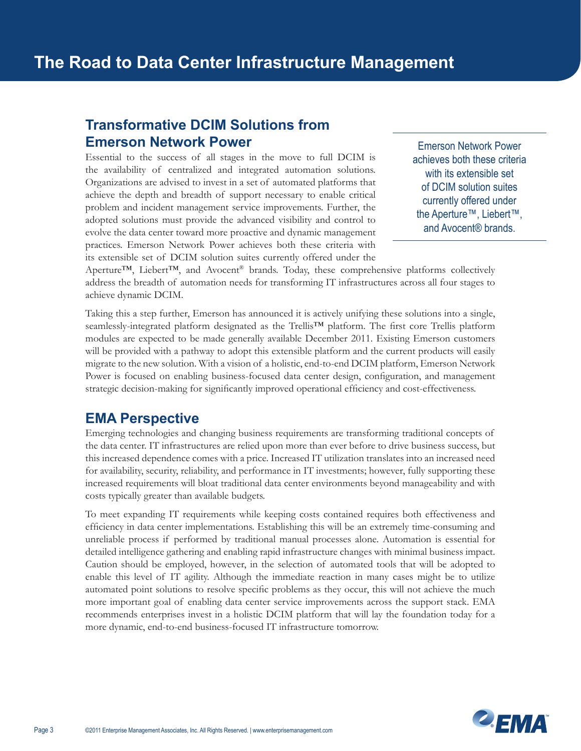## Transformative DCIM Solutions from Emerson Network Power

Essential to the success of all stages in the move to full DCIM is the availability of centralized and integrated automation solutions. Organizations are advised to invest in a set of automated platforms that achieve the depth and breadth of support necessary to enable critical problem and incident management service improvements. Further, the adopted solutions must provide the advanced visibility and control to evolve the data center toward more proactive and dynamic management practices. Emerson Network Power achieves both these criteria with its extensible set of DCIM solution suites currently offered under the Aperture™, Liebert™, and Avocent® brands. Today, these comprehensive platforms collectively address the breadth of automation needs for transforming IT infrastructures across all four stages to achieve dynamic DCIM.

> Emerson Network Power achieves both these criteria with its extensible set of DCIM solution suites currently offered under the Aperture™, Liebert™, and Avocent® brands.

Taking this a step further, Emerson has announced it is actively unifying these solutions into a single, seamlessly-integrated platform designated as the Trellis™ platform. The first core Trellis platform modules are expected to be made generally available December 2011. Existing Emerson customers will be provided with a pathway to adopt this extensible platform and the current products will easily migrate to the new solution. With a vision of a holistic, end-to-end DCIM platform, Emerson Network Power is focused on enabling business-focused data center design, configuration, and management strategic decision-making for significantly improved operational efficiency and cost-effectiveness.

## EMA Perspective

Emerging technologies and changing business requirements are transforming traditional concepts of the data center. IT infrastructures are relied upon more than ever before to drive business success, but this increased dependence comes with a price. Increased IT utilization translates into an increased need for availability, security, reliability, and performance in IT investments; however, fully supporting these increased requirements will bloat traditional data center environments beyond manageability and with costs typically greater than available budgets.

To meet expanding IT requirements while keeping costs contained requires both effectiveness and efficiency in data center implementations. Establishing this will be an extremely time-consuming and unreliable process if performed by traditional manual processes alone. Automation is essential for detailed intelligence gathering and enabling rapid infrastructure changes with minimal business impact. Caution should be employed, however, in the selection of automated tools that will be adopted to enable this level of IT agility. Although the immediate reaction in many cases might be to utilize automated point solutions to resolve specific problems as they occur, this will not achieve the much more important goal of enabling data center service improvements across the support stack. EMA recommends enterprises invest in a holistic DCIM platform that will lay the foundation today for a more dynamic, end-to-end business-focused IT infrastructure tomorrow.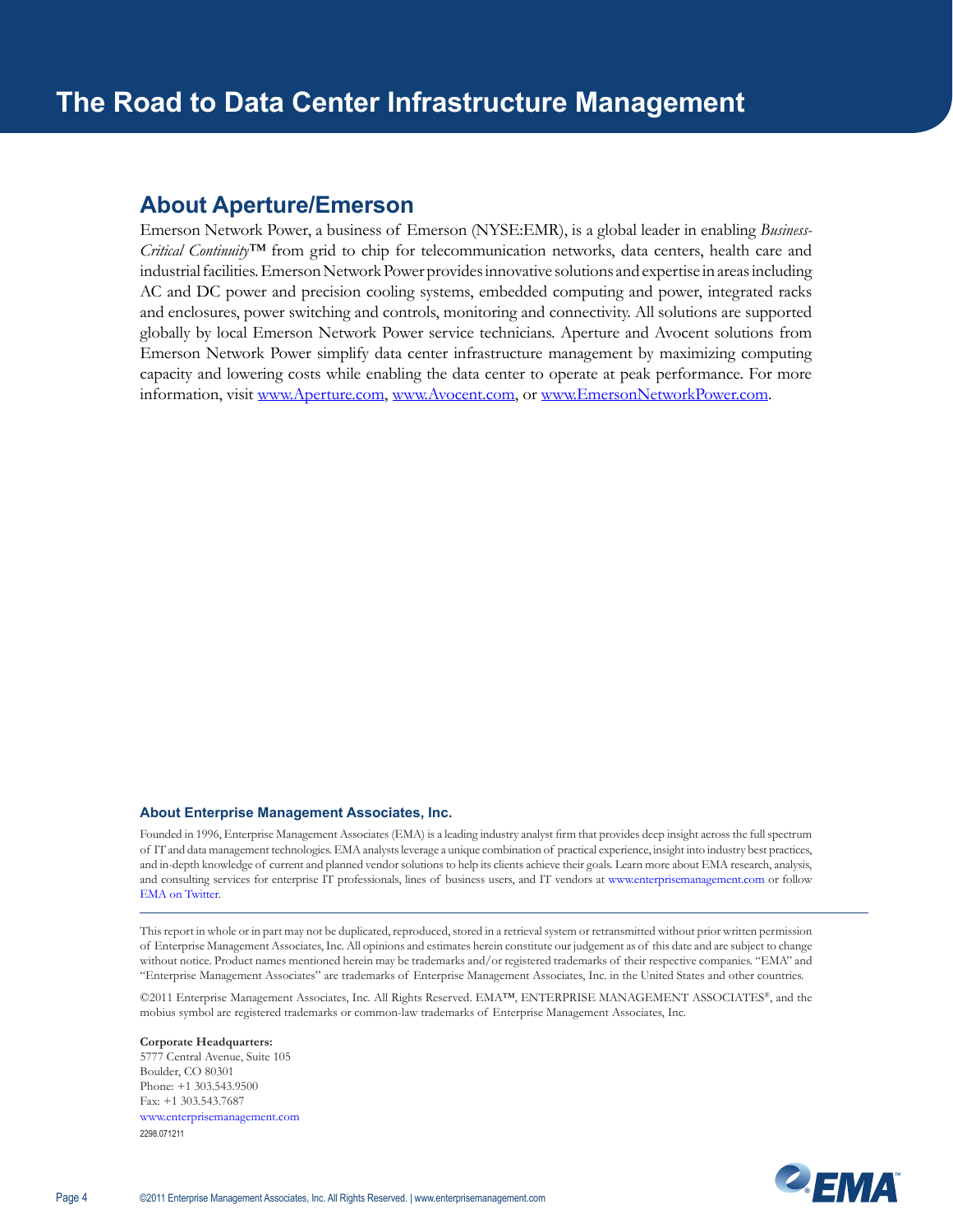## About Aperture/Emerson

Emerson Network Power, a business of Emerson (NYSE:EMR), is a global leader in enabling *Business-Critical Continuity*™ from grid to chip for telecommunication networks, data centers, health care and industrial facilities. Emerson Network Power provides innovative solutions and expertise in areas including AC and DC power and precision cooling systems, embedded computing and power, integrated racks and enclosures, power switching and controls, monitoring and connectivity. All solutions are supported globally by local Emerson Network Power service technicians. Aperture and Avocent solutions from Emerson Network Power simplify data center infrastructure management by maximizing computing capacity and lowering costs while enabling the data center to operate at peak performance. For more information, visit www.Aperture.com, www.Avocent.com, or www.EmersonNetworkPower.com.

### About Enterprise Management Associates, Inc.

Founded in 1996, Enterprise Management Associates (EMA) is a leading industry analyst firm that provides deep insight across the full spectrum of IT and data management technologies. EMA analysts leverage a unique combination of practical experience, insight into industry best practices, and in-depth knowledge of current and planned vendor solutions to help its clients achieve their goals. Learn more about EMA research, analysis, and consulting services for enterprise IT professionals, lines of business users, and IT vendors at www.enterprisemanagement.com or follow EMA on Twitter.

---

This report in whole or in part may not be duplicated, reproduced, stored in a retrieval system or retransmitted without prior written permission of Enterprise Management Associates, Inc. All opinions and estimates herein constitute our judgement as of this date and are subject to change without notice. Product names mentioned herein may be trademarks and/or registered trademarks of their respective companies. "EMA" and "Enterprise Management Associates" are trademarks of Enterprise Management Associates, Inc. in the United States and other countries.

©2011 Enterprise Management Associates, Inc. All Rights Reserved. EMA™, ENTERPRISE MANAGEMENT ASSOCIATES®, and the mobius symbol are registered trademarks or common-law trademarks of Enterprise Management Associates, Inc.

**Corporate Headquarters:**
5777 Central Avenue, Suite 105
Boulder, CO 80301
Phone: +1 303.543.9500
Fax: +1 303.543.7687
www.enterprisemanagement.com
2298.071211